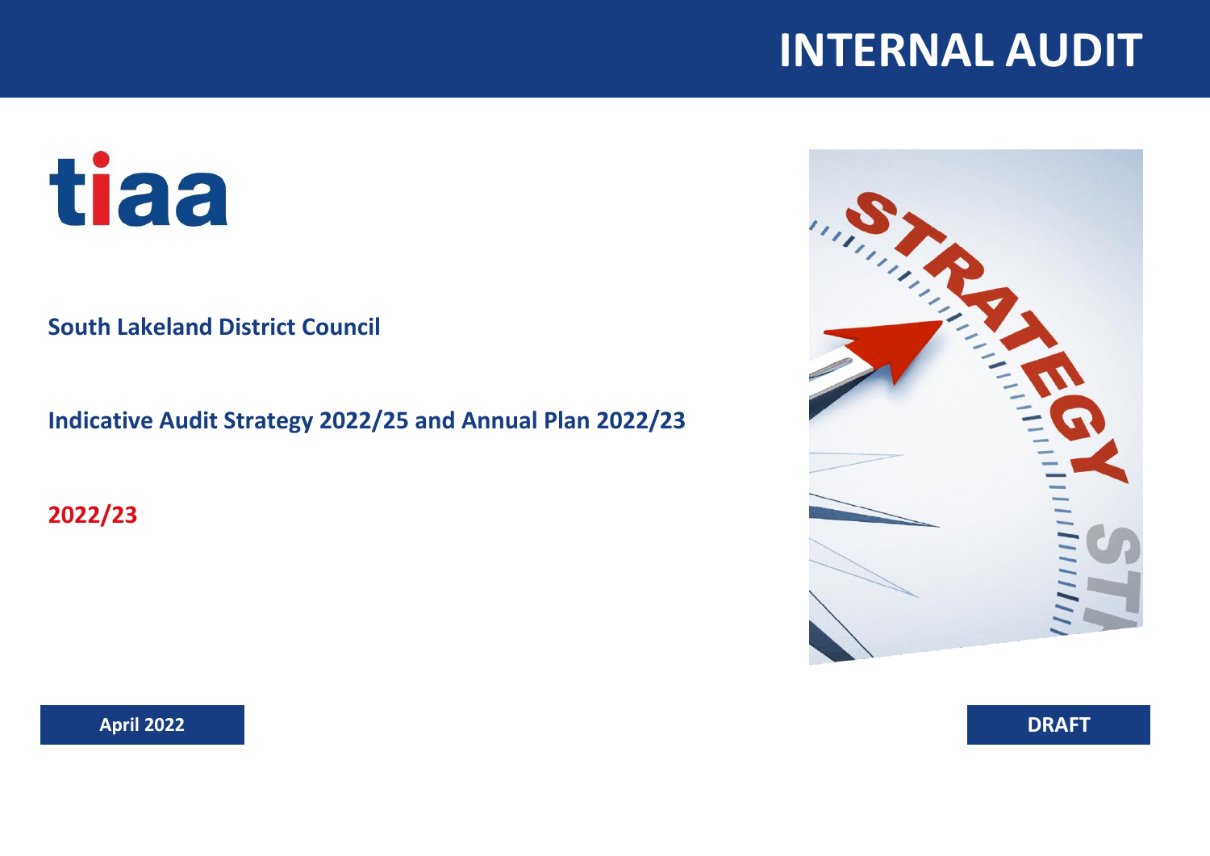# INTERNAL AUDIT

tiaa

**South Lakeland District Council**

**Indicative Audit Strategy 2022/25 and Annual Plan 2022/23**

**2022/23**

**April 2022**

**DRAFT**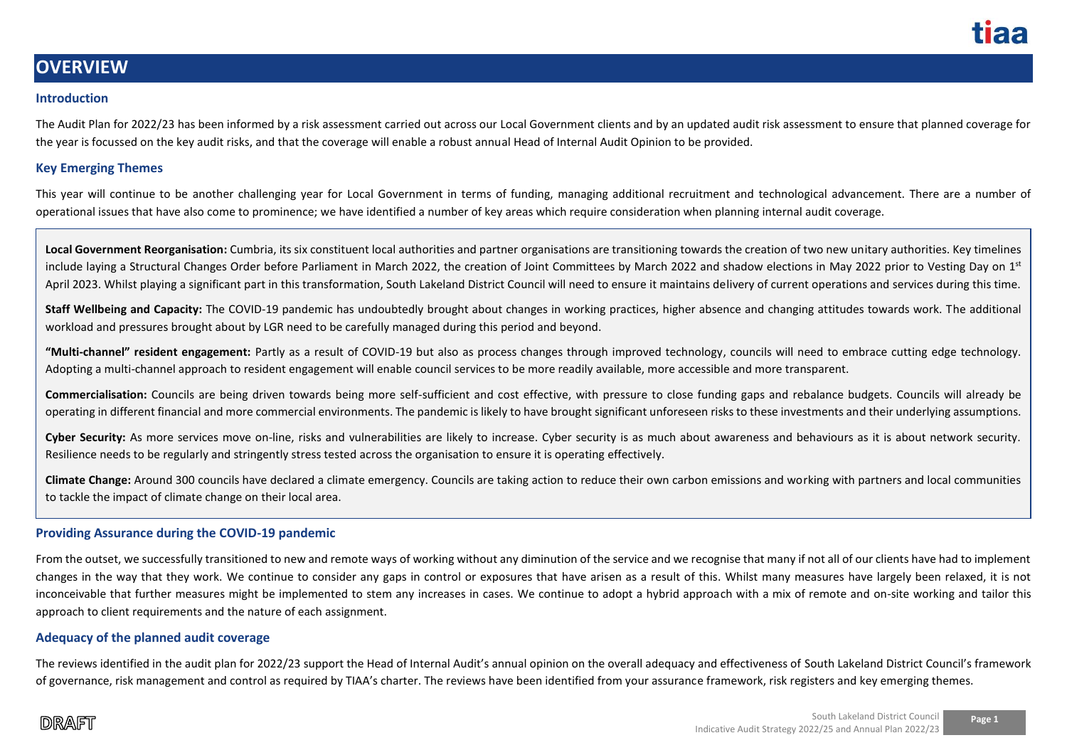# OVERVIEW

## Introduction

The Audit Plan for 2022/23 has been informed by a risk assessment carried out across our Local Government clients and by an updated audit risk assessment to ensure that planned coverage for the year is focussed on the key audit risks, and that the coverage will enable a robust annual Head of Internal Audit Opinion to be provided.

## Key Emerging Themes

This year will continue to be another challenging year for Local Government in terms of funding, managing additional recruitment and technological advancement. There are a number of operational issues that have also come to prominence; we have identified a number of key areas which require consideration when planning internal audit coverage.

**Local Government Reorganisation:** Cumbria, its six constituent local authorities and partner organisations are transitioning towards the creation of two new unitary authorities. Key timelines include laying a Structural Changes Order before Parliament in March 2022, the creation of Joint Committees by March 2022 and shadow elections in May 2022 prior to Vesting Day on 1st April 2023. Whilst playing a significant part in this transformation, South Lakeland District Council will need to ensure it maintains delivery of current operations and services during this time.

**Staff Wellbeing and Capacity:** The COVID-19 pandemic has undoubtedly brought about changes in working practices, higher absence and changing attitudes towards work. The additional workload and pressures brought about by LGR need to be carefully managed during this period and beyond.

**"Multi-channel" resident engagement:** Partly as a result of COVID-19 but also as process changes through improved technology, councils will need to embrace cutting edge technology. Adopting a multi-channel approach to resident engagement will enable council services to be more readily available, more accessible and more transparent.

**Commercialisation:** Councils are being driven towards being more self-sufficient and cost effective, with pressure to close funding gaps and rebalance budgets. Councils will already be operating in different financial and more commercial environments. The pandemic is likely to have brought significant unforeseen risks to these investments and their underlying assumptions.

**Cyber Security:** As more services move on-line, risks and vulnerabilities are likely to increase. Cyber security is as much about awareness and behaviours as it is about network security. Resilience needs to be regularly and stringently stress tested across the organisation to ensure it is operating effectively.

**Climate Change:** Around 300 councils have declared a climate emergency. Councils are taking action to reduce their own carbon emissions and working with partners and local communities to tackle the impact of climate change on their local area.

## Providing Assurance during the COVID-19 pandemic

From the outset, we successfully transitioned to new and remote ways of working without any diminution of the service and we recognise that many if not all of our clients have had to implement changes in the way that they work. We continue to consider any gaps in control or exposures that have arisen as a result of this. Whilst many measures have largely been relaxed, it is not inconceivable that further measures might be implemented to stem any increases in cases. We continue to adopt a hybrid approach with a mix of remote and on-site working and tailor this approach to client requirements and the nature of each assignment.

## Adequacy of the planned audit coverage

The reviews identified in the audit plan for 2022/23 support the Head of Internal Audit's annual opinion on the overall adequacy and effectiveness of South Lakeland District Council's framework of governance, risk management and control as required by TIAA's charter. The reviews have been identified from your assurance framework, risk registers and key emerging themes.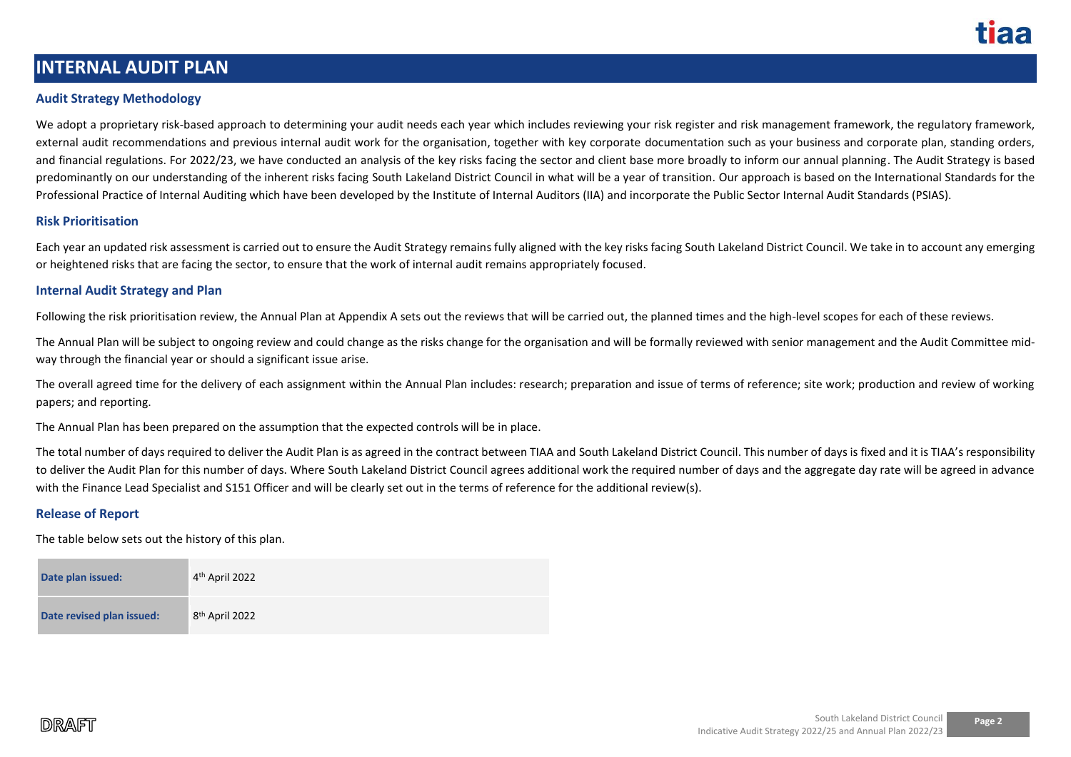# INTERNAL AUDIT PLAN

## Audit Strategy Methodology

We adopt a proprietary risk-based approach to determining your audit needs each year which includes reviewing your risk register and risk management framework, the regulatory framework, external audit recommendations and previous internal audit work for the organisation, together with key corporate documentation such as your business and corporate plan, standing orders, and financial regulations. For 2022/23, we have conducted an analysis of the key risks facing the sector and client base more broadly to inform our annual planning. The Audit Strategy is based predominantly on our understanding of the inherent risks facing South Lakeland District Council in what will be a year of transition. Our approach is based on the International Standards for the Professional Practice of Internal Auditing which have been developed by the Institute of Internal Auditors (IIA) and incorporate the Public Sector Internal Audit Standards (PSIAS).

## Risk Prioritisation

Each year an updated risk assessment is carried out to ensure the Audit Strategy remains fully aligned with the key risks facing South Lakeland District Council. We take in to account any emerging or heightened risks that are facing the sector, to ensure that the work of internal audit remains appropriately focused.

## Internal Audit Strategy and Plan

Following the risk prioritisation review, the Annual Plan at Appendix A sets out the reviews that will be carried out, the planned times and the high-level scopes for each of these reviews.

The Annual Plan will be subject to ongoing review and could change as the risks change for the organisation and will be formally reviewed with senior management and the Audit Committee mid-way through the financial year or should a significant issue arise.

The overall agreed time for the delivery of each assignment within the Annual Plan includes: research; preparation and issue of terms of reference; site work; production and review of working papers; and reporting.

The Annual Plan has been prepared on the assumption that the expected controls will be in place.

The total number of days required to deliver the Audit Plan is as agreed in the contract between TIAA and South Lakeland District Council. This number of days is fixed and it is TIAA's responsibility to deliver the Audit Plan for this number of days. Where South Lakeland District Council agrees additional work the required number of days and the aggregate day rate will be agreed in advance with the Finance Lead Specialist and S151 Officer and will be clearly set out in the terms of reference for the additional review(s).

## Release of Report

The table below sets out the history of this plan.

| | |
|---|---|
| **Date plan issued:** | 4th April 2022 |
| **Date revised plan issued:** | 8th April 2022 |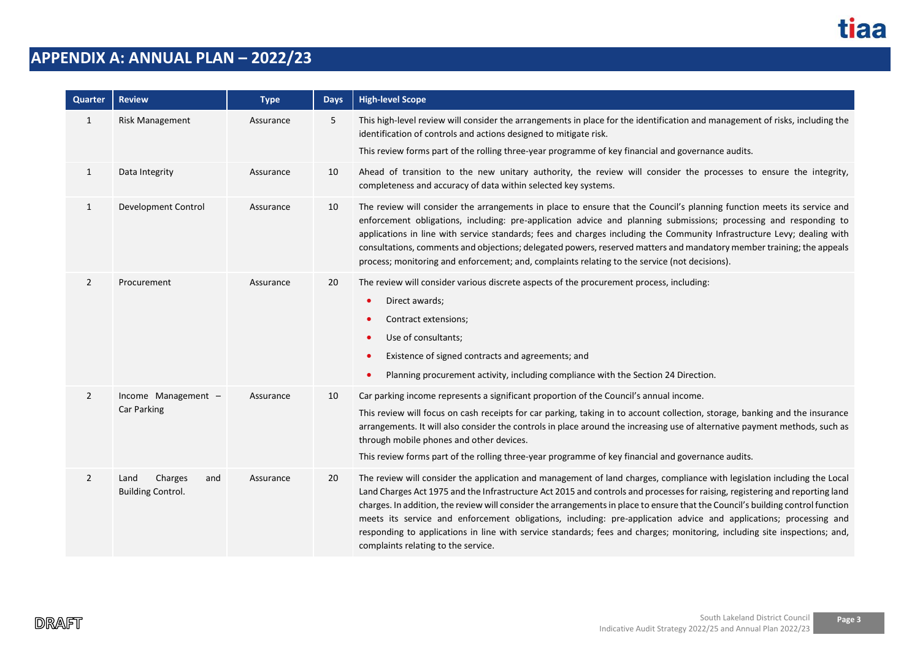## APPENDIX A: ANNUAL PLAN – 2022/23

| Quarter | Review | Type | Days | High-level Scope |
|---|---|---|---|---|
| 1 | Risk Management | Assurance | 5 | This high-level review will consider the arrangements in place for the identification and management of risks, including the identification of controls and actions designed to mitigate risk.<br>This review forms part of the rolling three-year programme of key financial and governance audits. |
| 1 | Data Integrity | Assurance | 10 | Ahead of transition to the new unitary authority, the review will consider the processes to ensure the integrity, completeness and accuracy of data within selected key systems. |
| 1 | Development Control | Assurance | 10 | The review will consider the arrangements in place to ensure that the Council's planning function meets its service and enforcement obligations, including: pre-application advice and planning submissions; processing and responding to applications in line with service standards; fees and charges including the Community Infrastructure Levy; dealing with consultations, comments and objections; delegated powers, reserved matters and mandatory member training; the appeals process; monitoring and enforcement; and, complaints relating to the service (not decisions). |
| 2 | Procurement | Assurance | 20 | The review will consider various discrete aspects of the procurement process, including:<br>• Direct awards;<br>• Contract extensions;<br>• Use of consultants;<br>• Existence of signed contracts and agreements; and<br>• Planning procurement activity, including compliance with the Section 24 Direction. |
| 2 | Income Management – Car Parking | Assurance | 10 | Car parking income represents a significant proportion of the Council's annual income.<br>This review will focus on cash receipts for car parking, taking in to account collection, storage, banking and the insurance arrangements. It will also consider the controls in place around the increasing use of alternative payment methods, such as through mobile phones and other devices.<br>This review forms part of the rolling three-year programme of key financial and governance audits. |
| 2 | Land Charges and Building Control. | Assurance | 20 | The review will consider the application and management of land charges, compliance with legislation including the Local Land Charges Act 1975 and the Infrastructure Act 2015 and controls and processes for raising, registering and reporting land charges. In addition, the review will consider the arrangements in place to ensure that the Council's building control function meets its service and enforcement obligations, including: pre-application advice and applications; processing and responding to applications in line with service standards; fees and charges; monitoring, including site inspections; and, complaints relating to the service. |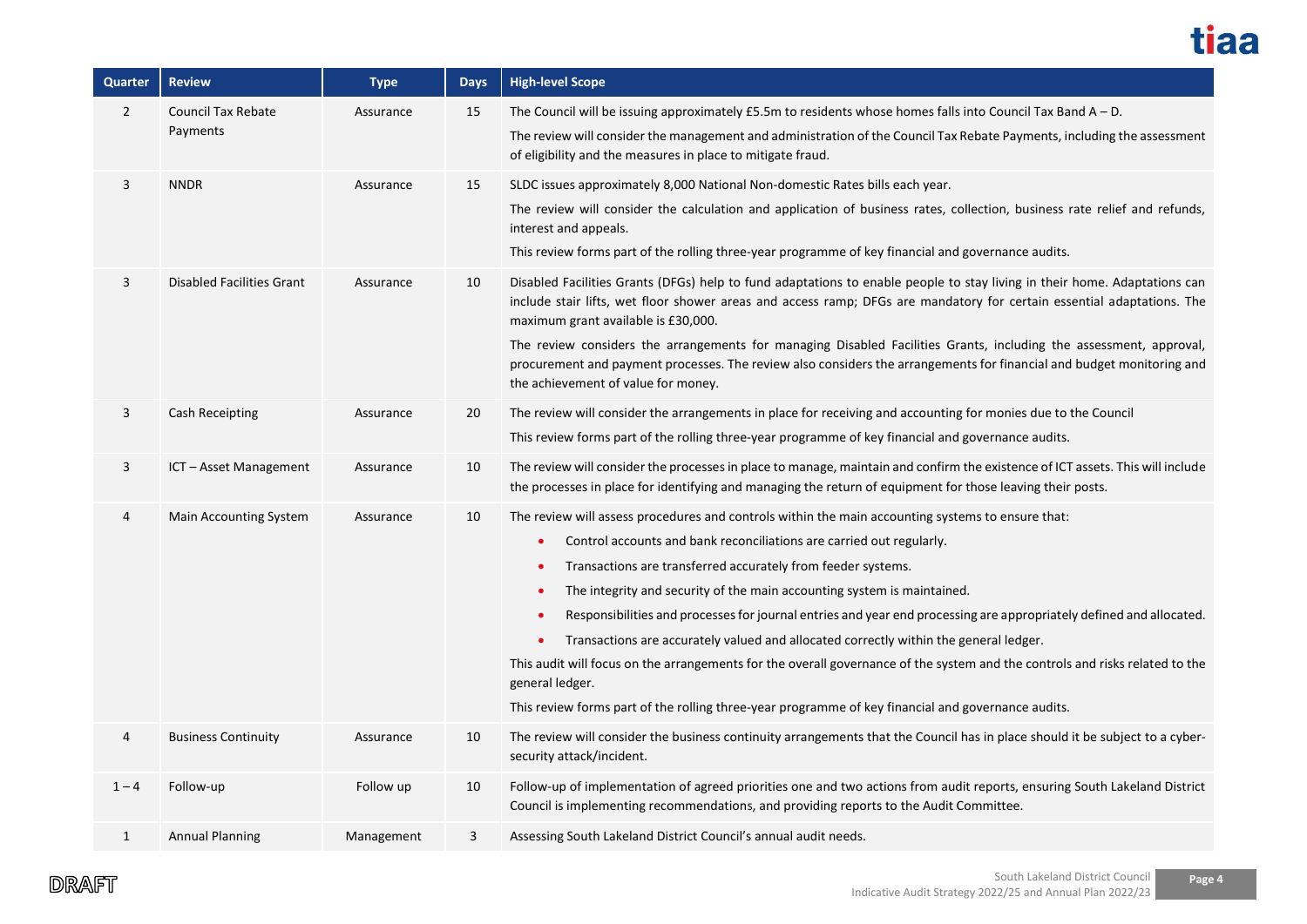| Quarter | Review | Type | Days | High-level Scope |
|---|---|---|---|---|
| 2 | Council Tax Rebate Payments | Assurance | 15 | The Council will be issuing approximately £5.5m to residents whose homes falls into Council Tax Band A – D.<br><br>The review will consider the management and administration of the Council Tax Rebate Payments, including the assessment of eligibility and the measures in place to mitigate fraud. |
| 3 | NNDR | Assurance | 15 | SLDC issues approximately 8,000 National Non-domestic Rates bills each year.<br><br>The review will consider the calculation and application of business rates, collection, business rate relief and refunds, interest and appeals.<br><br>This review forms part of the rolling three-year programme of key financial and governance audits. |
| 3 | Disabled Facilities Grant | Assurance | 10 | Disabled Facilities Grants (DFGs) help to fund adaptations to enable people to stay living in their home. Adaptations can include stair lifts, wet floor shower areas and access ramp; DFGs are mandatory for certain essential adaptations. The maximum grant available is £30,000.<br><br>The review considers the arrangements for managing Disabled Facilities Grants, including the assessment, approval, procurement and payment processes. The review also considers the arrangements for financial and budget monitoring and the achievement of value for money. |
| 3 | Cash Receipting | Assurance | 20 | The review will consider the arrangements in place for receiving and accounting for monies due to the Council<br><br>This review forms part of the rolling three-year programme of key financial and governance audits. |
| 3 | ICT – Asset Management | Assurance | 10 | The review will consider the processes in place to manage, maintain and confirm the existence of ICT assets. This will include the processes in place for identifying and managing the return of equipment for those leaving their posts. |
| 4 | Main Accounting System | Assurance | 10 | The review will assess procedures and controls within the main accounting systems to ensure that:<br>• Control accounts and bank reconciliations are carried out regularly.<br>• Transactions are transferred accurately from feeder systems.<br>• The integrity and security of the main accounting system is maintained.<br>• Responsibilities and processes for journal entries and year end processing are appropriately defined and allocated.<br>• Transactions are accurately valued and allocated correctly within the general ledger.<br><br>This audit will focus on the arrangements for the overall governance of the system and the controls and risks related to the general ledger.<br><br>This review forms part of the rolling three-year programme of key financial and governance audits. |
| 4 | Business Continuity | Assurance | 10 | The review will consider the business continuity arrangements that the Council has in place should it be subject to a cyber-security attack/incident. |
| 1 – 4 | Follow-up | Follow up | 10 | Follow-up of implementation of agreed priorities one and two actions from audit reports, ensuring South Lakeland District Council is implementing recommendations, and providing reports to the Audit Committee. |
| 1 | Annual Planning | Management | 3 | Assessing South Lakeland District Council's annual audit needs. |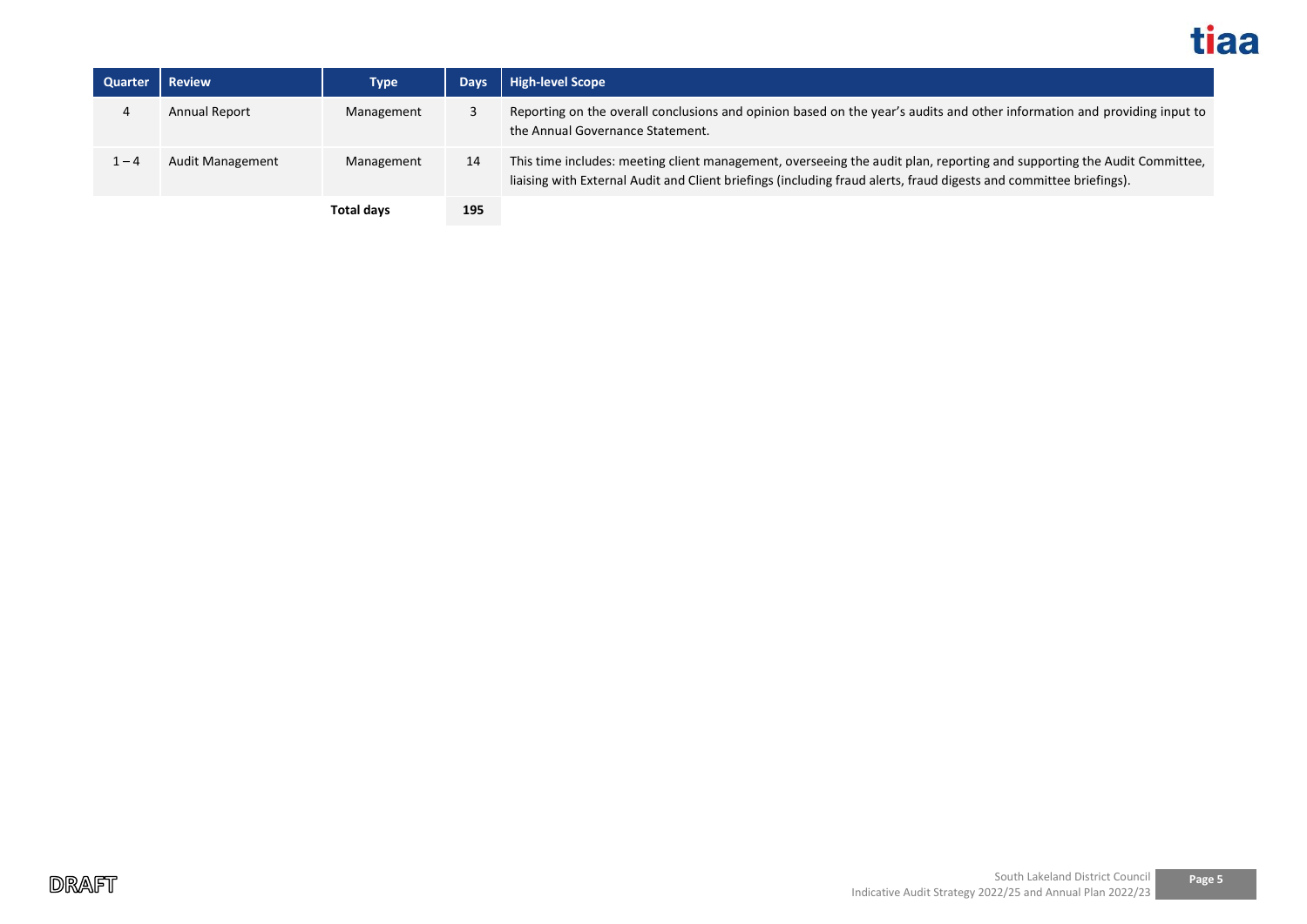| Quarter | Review | Type | Days | High-level Scope |
|---|---|---|---|---|
| 4 | Annual Report | Management | 3 | Reporting on the overall conclusions and opinion based on the year's audits and other information and providing input to the Annual Governance Statement. |
| 1 – 4 | Audit Management | Management | 14 | This time includes: meeting client management, overseeing the audit plan, reporting and supporting the Audit Committee, liaising with External Audit and Client briefings (including fraud alerts, fraud digests and committee briefings). |
| | | **Total days** | **195** | |

DRAFT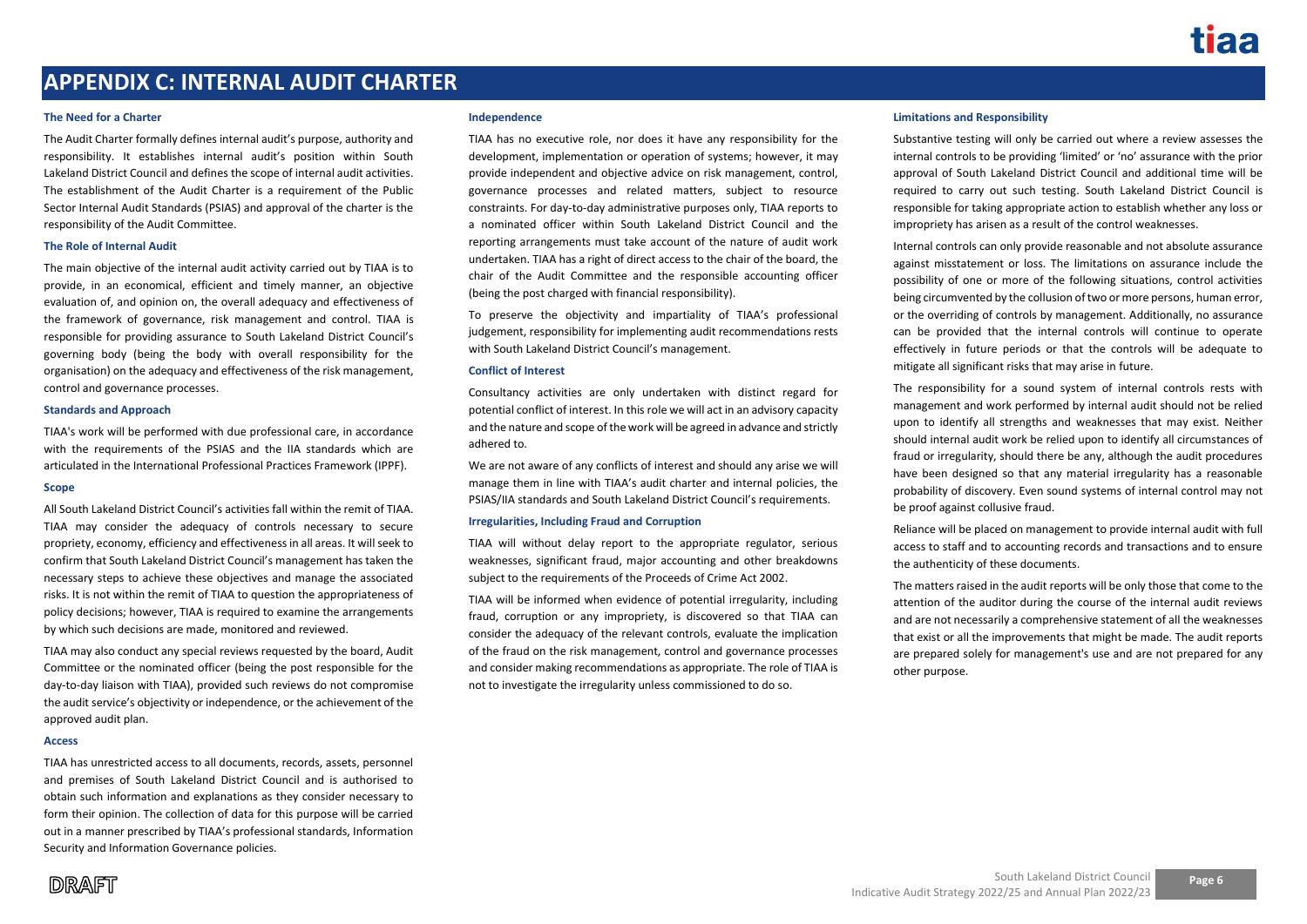# APPENDIX C: INTERNAL AUDIT CHARTER

### The Need for a Charter

The Audit Charter formally defines internal audit's purpose, authority and responsibility. It establishes internal audit's position within South Lakeland District Council and defines the scope of internal audit activities. The establishment of the Audit Charter is a requirement of the Public Sector Internal Audit Standards (PSIAS) and approval of the charter is the responsibility of the Audit Committee.

### The Role of Internal Audit

The main objective of the internal audit activity carried out by TIAA is to provide, in an economical, efficient and timely manner, an objective evaluation of, and opinion on, the overall adequacy and effectiveness of the framework of governance, risk management and control. TIAA is responsible for providing assurance to South Lakeland District Council's governing body (being the body with overall responsibility for the organisation) on the adequacy and effectiveness of the risk management, control and governance processes.

### Standards and Approach

TIAA's work will be performed with due professional care, in accordance with the requirements of the PSIAS and the IIA standards which are articulated in the International Professional Practices Framework (IPPF).

### Scope

All South Lakeland District Council's activities fall within the remit of TIAA. TIAA may consider the adequacy of controls necessary to secure propriety, economy, efficiency and effectiveness in all areas. It will seek to confirm that South Lakeland District Council's management has taken the necessary steps to achieve these objectives and manage the associated risks. It is not within the remit of TIAA to question the appropriateness of policy decisions; however, TIAA is required to examine the arrangements by which such decisions are made, monitored and reviewed.

TIAA may also conduct any special reviews requested by the board, Audit Committee or the nominated officer (being the post responsible for the day-to-day liaison with TIAA), provided such reviews do not compromise the audit service's objectivity or independence, or the achievement of the approved audit plan.

### Access

TIAA has unrestricted access to all documents, records, assets, personnel and premises of South Lakeland District Council and is authorised to obtain such information and explanations as they consider necessary to form their opinion. The collection of data for this purpose will be carried out in a manner prescribed by TIAA's professional standards, Information Security and Information Governance policies.

### Independence

TIAA has no executive role, nor does it have any responsibility for the development, implementation or operation of systems; however, it may provide independent and objective advice on risk management, control, governance processes and related matters, subject to resource constraints. For day-to-day administrative purposes only, TIAA reports to a nominated officer within South Lakeland District Council and the reporting arrangements must take account of the nature of audit work undertaken. TIAA has a right of direct access to the chair of the board, the chair of the Audit Committee and the responsible accounting officer (being the post charged with financial responsibility).

To preserve the objectivity and impartiality of TIAA's professional judgement, responsibility for implementing audit recommendations rests with South Lakeland District Council's management.

### Conflict of Interest

Consultancy activities are only undertaken with distinct regard for potential conflict of interest. In this role we will act in an advisory capacity and the nature and scope of the work will be agreed in advance and strictly adhered to.

We are not aware of any conflicts of interest and should any arise we will manage them in line with TIAA's audit charter and internal policies, the PSIAS/IIA standards and South Lakeland District Council's requirements.

### Irregularities, Including Fraud and Corruption

TIAA will without delay report to the appropriate regulator, serious weaknesses, significant fraud, major accounting and other breakdowns subject to the requirements of the Proceeds of Crime Act 2002.

TIAA will be informed when evidence of potential irregularity, including fraud, corruption or any impropriety, is discovered so that TIAA can consider the adequacy of the relevant controls, evaluate the implication of the fraud on the risk management, control and governance processes and consider making recommendations as appropriate. The role of TIAA is not to investigate the irregularity unless commissioned to do so.

### Limitations and Responsibility

Substantive testing will only be carried out where a review assesses the internal controls to be providing 'limited' or 'no' assurance with the prior approval of South Lakeland District Council and additional time will be required to carry out such testing. South Lakeland District Council is responsible for taking appropriate action to establish whether any loss or impropriety has arisen as a result of the control weaknesses.

Internal controls can only provide reasonable and not absolute assurance against misstatement or loss. The limitations on assurance include the possibility of one or more of the following situations, control activities being circumvented by the collusion of two or more persons, human error, or the overriding of controls by management. Additionally, no assurance can be provided that the internal controls will continue to operate effectively in future periods or that the controls will be adequate to mitigate all significant risks that may arise in future.

The responsibility for a sound system of internal controls rests with management and work performed by internal audit should not be relied upon to identify all strengths and weaknesses that may exist. Neither should internal audit work be relied upon to identify all circumstances of fraud or irregularity, should there be any, although the audit procedures have been designed so that any material irregularity has a reasonable probability of discovery. Even sound systems of internal control may not be proof against collusive fraud.

Reliance will be placed on management to provide internal audit with full access to staff and to accounting records and transactions and to ensure the authenticity of these documents.

The matters raised in the audit reports will be only those that come to the attention of the auditor during the course of the internal audit reviews and are not necessarily a comprehensive statement of all the weaknesses that exist or all the improvements that might be made. The audit reports are prepared solely for management's use and are not prepared for any other purpose.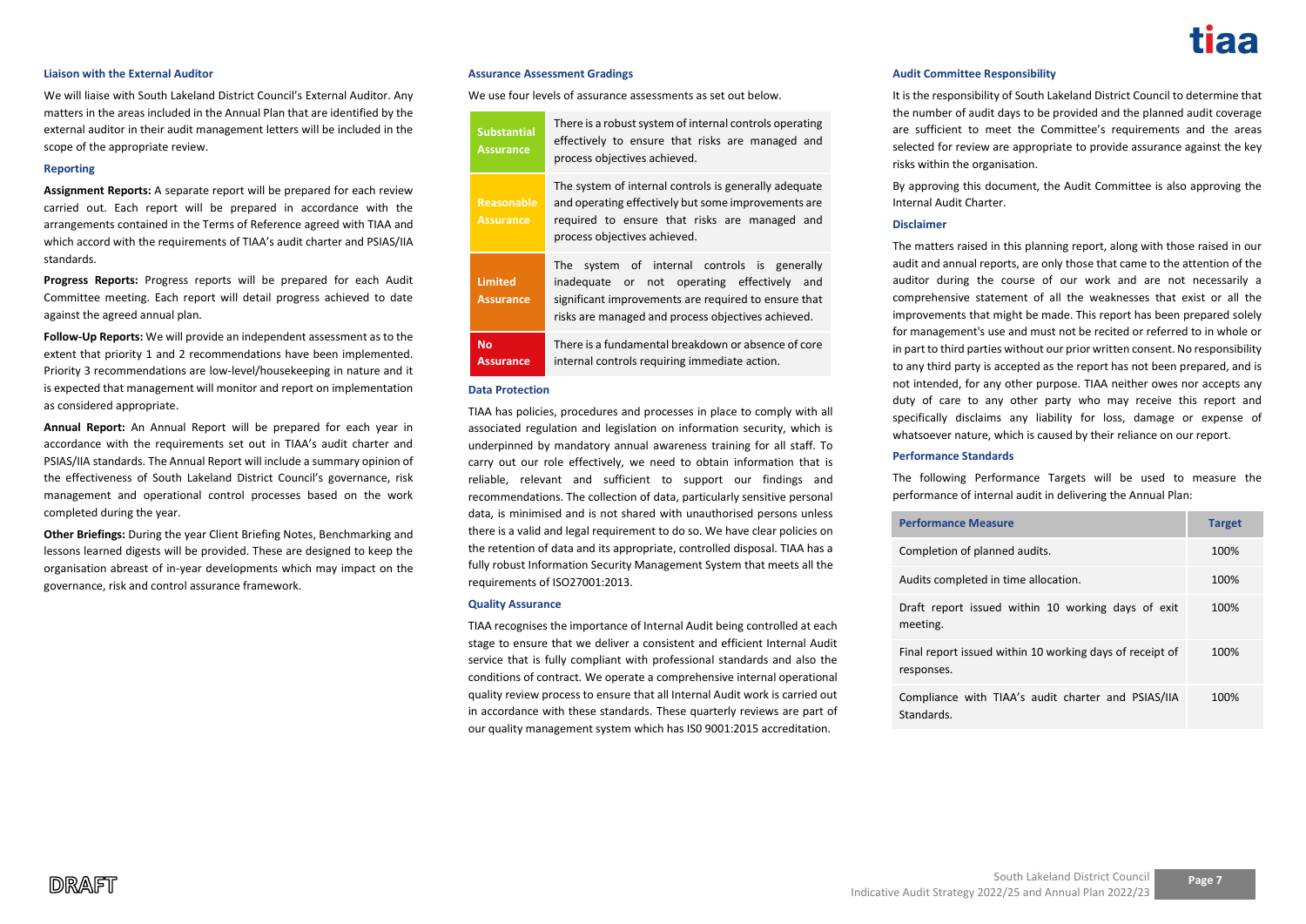### Liaison with the External Auditor

We will liaise with South Lakeland District Council's External Auditor. Any matters in the areas included in the Annual Plan that are identified by the external auditor in their audit management letters will be included in the scope of the appropriate review.

### Reporting

**Assignment Reports:** A separate report will be prepared for each review carried out. Each report will be prepared in accordance with the arrangements contained in the Terms of Reference agreed with TIAA and which accord with the requirements of TIAA's audit charter and PSIAS/IIA standards.

**Progress Reports:** Progress reports will be prepared for each Audit Committee meeting. Each report will detail progress achieved to date against the agreed annual plan.

**Follow-Up Reports:** We will provide an independent assessment as to the extent that priority 1 and 2 recommendations have been implemented. Priority 3 recommendations are low-level/housekeeping in nature and it is expected that management will monitor and report on implementation as considered appropriate.

**Annual Report:** An Annual Report will be prepared for each year in accordance with the requirements set out in TIAA's audit charter and PSIAS/IIA standards. The Annual Report will include a summary opinion of the effectiveness of South Lakeland District Council's governance, risk management and operational control processes based on the work completed during the year.

**Other Briefings:** During the year Client Briefing Notes, Benchmarking and lessons learned digests will be provided. These are designed to keep the organisation abreast of in-year developments which may impact on the governance, risk and control assurance framework.

### Assurance Assessment Gradings

We use four levels of assurance assessments as set out below.

| | |
|---|---|
| **Substantial Assurance** | There is a robust system of internal controls operating effectively to ensure that risks are managed and process objectives achieved. |
| **Reasonable Assurance** | The system of internal controls is generally adequate and operating effectively but some improvements are required to ensure that risks are managed and process objectives achieved. |
| **Limited Assurance** | The system of internal controls is generally inadequate or not operating effectively and significant improvements are required to ensure that risks are managed and process objectives achieved. |
| **No Assurance** | There is a fundamental breakdown or absence of core internal controls requiring immediate action. |

### Data Protection

TIAA has policies, procedures and processes in place to comply with all associated regulation and legislation on information security, which is underpinned by mandatory annual awareness training for all staff. To carry out our role effectively, we need to obtain information that is reliable, relevant and sufficient to support our findings and recommendations. The collection of data, particularly sensitive personal data, is minimised and is not shared with unauthorised persons unless there is a valid and legal requirement to do so. We have clear policies on the retention of data and its appropriate, controlled disposal. TIAA has a fully robust Information Security Management System that meets all the requirements of ISO27001:2013.

### Quality Assurance

TIAA recognises the importance of Internal Audit being controlled at each stage to ensure that we deliver a consistent and efficient Internal Audit service that is fully compliant with professional standards and also the conditions of contract. We operate a comprehensive internal operational quality review process to ensure that all Internal Audit work is carried out in accordance with these standards. These quarterly reviews are part of our quality management system which has IS0 9001:2015 accreditation.

### Audit Committee Responsibility

It is the responsibility of South Lakeland District Council to determine that the number of audit days to be provided and the planned audit coverage are sufficient to meet the Committee's requirements and the areas selected for review are appropriate to provide assurance against the key risks within the organisation.

By approving this document, the Audit Committee is also approving the Internal Audit Charter.

### Disclaimer

The matters raised in this planning report, along with those raised in our audit and annual reports, are only those that came to the attention of the auditor during the course of our work and are not necessarily a comprehensive statement of all the weaknesses that exist or all the improvements that might be made. This report has been prepared solely for management's use and must not be recited or referred to in whole or in part to third parties without our prior written consent. No responsibility to any third party is accepted as the report has not been prepared, and is not intended, for any other purpose. TIAA neither owes nor accepts any duty of care to any other party who may receive this report and specifically disclaims any liability for loss, damage or expense of whatsoever nature, which is caused by their reliance on our report.

### Performance Standards

The following Performance Targets will be used to measure the performance of internal audit in delivering the Annual Plan:

| Performance Measure | Target |
|---|---|
| Completion of planned audits. | 100% |
| Audits completed in time allocation. | 100% |
| Draft report issued within 10 working days of exit meeting. | 100% |
| Final report issued within 10 working days of receipt of responses. | 100% |
| Compliance with TIAA's audit charter and PSIAS/IIA Standards. | 100% |